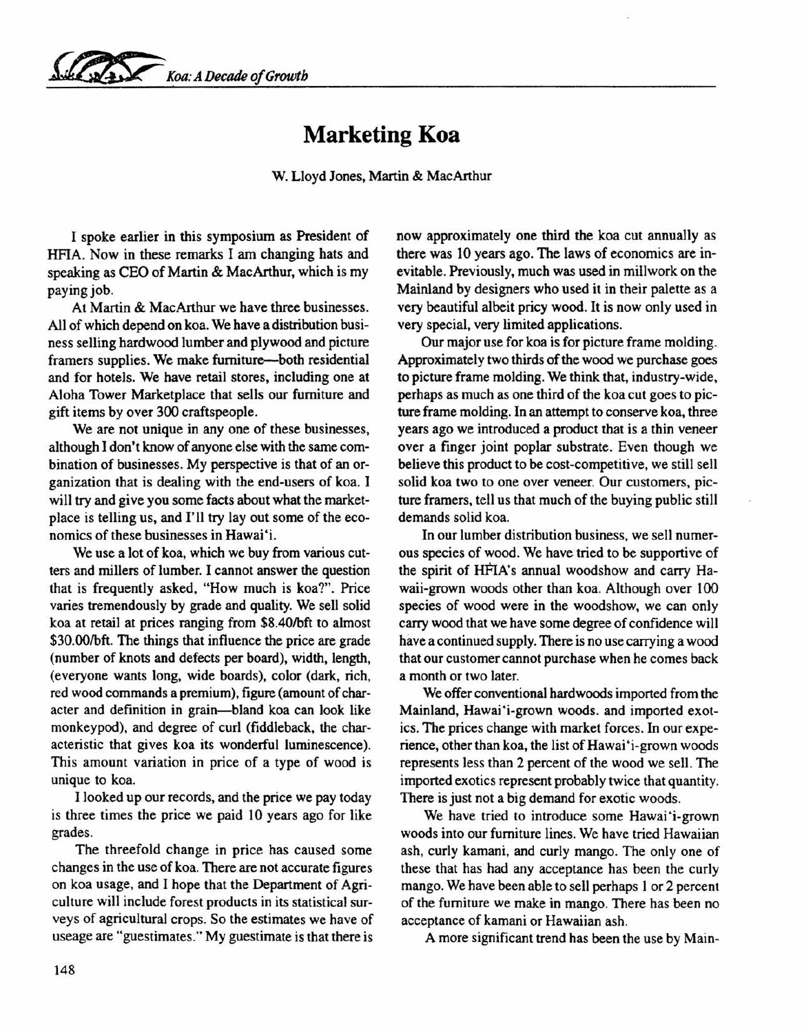# Marketing Koa

W. Lloyd Jones, Martin & MacArthur

I spoke earlier in this symposium as President of HFIA. Now in these remarks I am changing hats and speaking as CEO of Martin & MacArthur, which is my paying job.

At Martin & MacArthur we have three businesses. All of which depend on koa. We have a distribution business selling hardwood lumber and plywood and picture framers supplies. We make furniture—both residential and for hotels. We have retail stores, including one at Aloha Tower Marketplace that sells our furniture and gift items by over 300 craftspeople.

We are not unique in any one of these businesses, although I don't know of anyone else with the same combination of businesses. My perspective is that of an organization that is dealing with the end-users of koa. I will try and give you some facts about what the marketplace is telling us, and I'll try lay out some of the economics of these businesses in Hawai'i.

We use a lot of koa, which we buy from various cutters and millers of lumber. I cannot answer the question that is frequently asked, "How much is koa?". Price varies tremendously by grade and quality. We sell solid koa at retail at prices ranging from $8.40/bft to almost $30.00/bft. The things that influence the price are grade (number of knots and defects per board), width, length, (everyone wants long, wide boards), color (dark, rich, red wood commands a premium), figure (amount of character and definition in grain—bland koa can look like monkeypod), and degree of curl (fiddleback, the characteristic that gives koa its wonderful luminescence). This amount variation in price of a type of wood is unique to koa.

I looked up our records, and the price we pay today is three times the price we paid 10 years ago for like grades.

The threefold change in price has caused some changes in the use of koa. There are not accurate figures on koa usage, and I hope that the Department of Agriculture will include forest products in its statistical surveys of agricultural crops. So the estimates we have of useage are "guestimates." My guestimate is that there is now approximately one third the koa cut annually as there was 10 years ago. The laws of economics are inevitable. Previously, much was used in millwork on the Mainland by designers who used it in their palette as a very beautiful albeit pricy wood. It is now only used in very special, very limited applications.

Our major use for koa is for picture frame molding. Approximately two thirds of the wood we purchase goes to picture frame molding. We think that, industry-wide, perhaps as much as one third of the koa cut goes to picture frame molding. In an attempt to conserve koa, three years ago we introduced a product that is a thin veneer over a finger joint poplar substrate. Even though we believe this product to be cost-competitive, we still sell solid koa two to one over veneer. Our customers, picture framers, tell us that much of the buying public still demands solid koa.

In our lumber distribution business, we sell numerous species of wood. We have tried to be supportive of the spirit of HFIA's annual woodshow and carry Hawaii-grown woods other than koa. Although over 100 species of wood were in the woodshow, we can only carry wood that we have some degree of confidence will have a continued supply. There is no use carrying a wood that our customer cannot purchase when he comes back a month or two later.

We offer conventional hardwoods imported from the Mainland, Hawai'i-grown woods, and imported exotics. The prices change with market forces. In our experience, other than koa, the list of Hawai'i-grown woods represents less than 2 percent of the wood we sell. The imported exotics represent probably twice that quantity. There is just not a big demand for exotic woods.

We have tried to introduce some Hawai'i-grown woods into our furniture lines. We have tried Hawaiian ash, curly kamani, and curly mango. The only one of these that has had any acceptance has been the curly mango. We have been able to sell perhaps 1 or 2 percent of the furniture we make in mango. There has been no acceptance of kamani or Hawaiian ash.

A more significant trend has been the use by Main-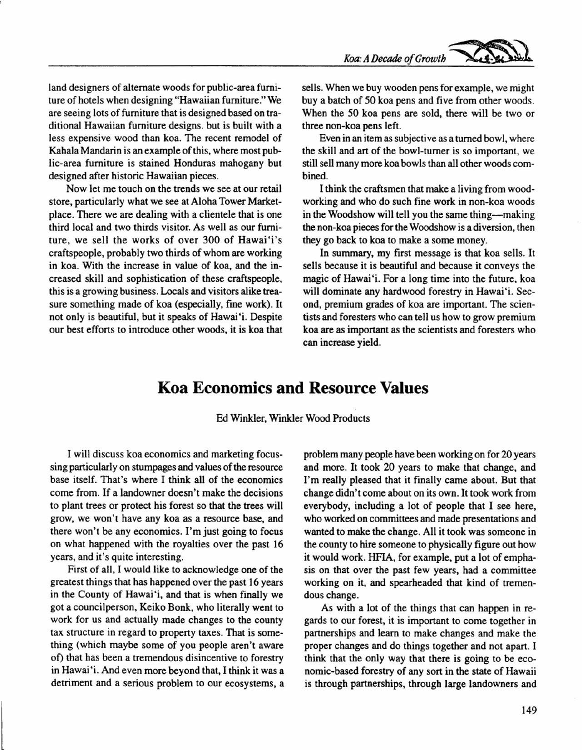land designers of alternate woods for public-area furniture of hotels when designing "Hawaiian furniture." We are seeing lots of furniture that is designed based on traditional Hawaiian furniture designs. but is built with a less expensive wood than koa. The recent remodel of Kahala Mandarin is an example of this, where most public-area furniture is stained Honduras mahogany but designed after historic Hawaiian pieces.

Now let me touch on the trends we see at our retail store, particularly what we see at Aloha Tower Marketplace. There we are dealing with a clientele that is one third local and two thirds visitor. As well as our furniture, we sell the works of over 300 of Hawai'i's craftspeople, probably two thirds of whom are working in koa. With the increase in value of koa, and the increased skill and sophistication of these craftspeople, this is a growing business. Locals and visitors alike treasure something made of koa (especially, fine work). It not only is beautiful, but it speaks of Hawai'i. Despite our best efforts to introduce other woods, it is koa that sells. When we buy wooden pens for example, we might buy a batch of 50 koa pens and five from other woods. When the 50 koa pens are sold, there will be two or three non-koa pens left.

Even in an item as subjective as a turned bowl, where the skill and art of the bowl-turner is so important, we still sell many more koa bowls than all other woods combined.

I think the craftsmen that make a living from woodworking and who do such fine work in non-koa woods in the Woodshow will tell you the same thing—making the non-koa pieces for the Woodshow is a diversion, then they go back to koa to make a some money.

In summary, my first message is that koa sells. It sells because it is beautiful and because it conveys the magic of Hawai'i. For a long time into the future, koa will dominate any hardwood forestry in Hawai'i. Second, premium grades of koa are important. The scientists and foresters who can tell us how to grow premium koa are as important as the scientists and foresters who can increase yield.

# Koa Economics and Resource Values

Ed Winkler, Winkler Wood Products

I will discuss koa economics and marketing focussing particularly on stumpages and values of the resource base itself. That's where I think all of the economics come from. If a landowner doesn't make the decisions to plant trees or protect his forest so that the trees will grow, we won't have any koa as a resource base, and there won't be any economics. I'm just going to focus on what happened with the royalties over the past 16 years, and it's quite interesting.

First of all, I would like to acknowledge one of the greatest things that has happened over the past 16 years in the County of Hawai'i, and that is when finally we got a councilperson, Keiko Bonk, who literally went to work for us and actually made changes to the county tax structure in regard to property taxes. That is something (which maybe some of you people aren't aware of) that has been a tremendous disincentive to forestry in Hawai'i. And even more beyond that, I think it was a detriment and a serious problem to our ecosystems, a problem many people have been working on for 20 years and more. It took 20 years to make that change, and I'm really pleased that it finally came about. But that change didn't come about on its own. It took work from everybody, including a lot of people that I see here, who worked on committees and made presentations and wanted to make the change. All it took was someone in the county to hire someone to physically figure out how it would work. HFIA, for example, put a lot of emphasis on that over the past few years, had a committee working on it, and spearheaded that kind of tremendous change.

As with a lot of the things that can happen in regards to our forest, it is important to come together in partnerships and learn to make changes and make the proper changes and do things together and not apart. I think that the only way that there is going to be economic-based forestry of any sort in the state of Hawaii is through partnerships, through large landowners and